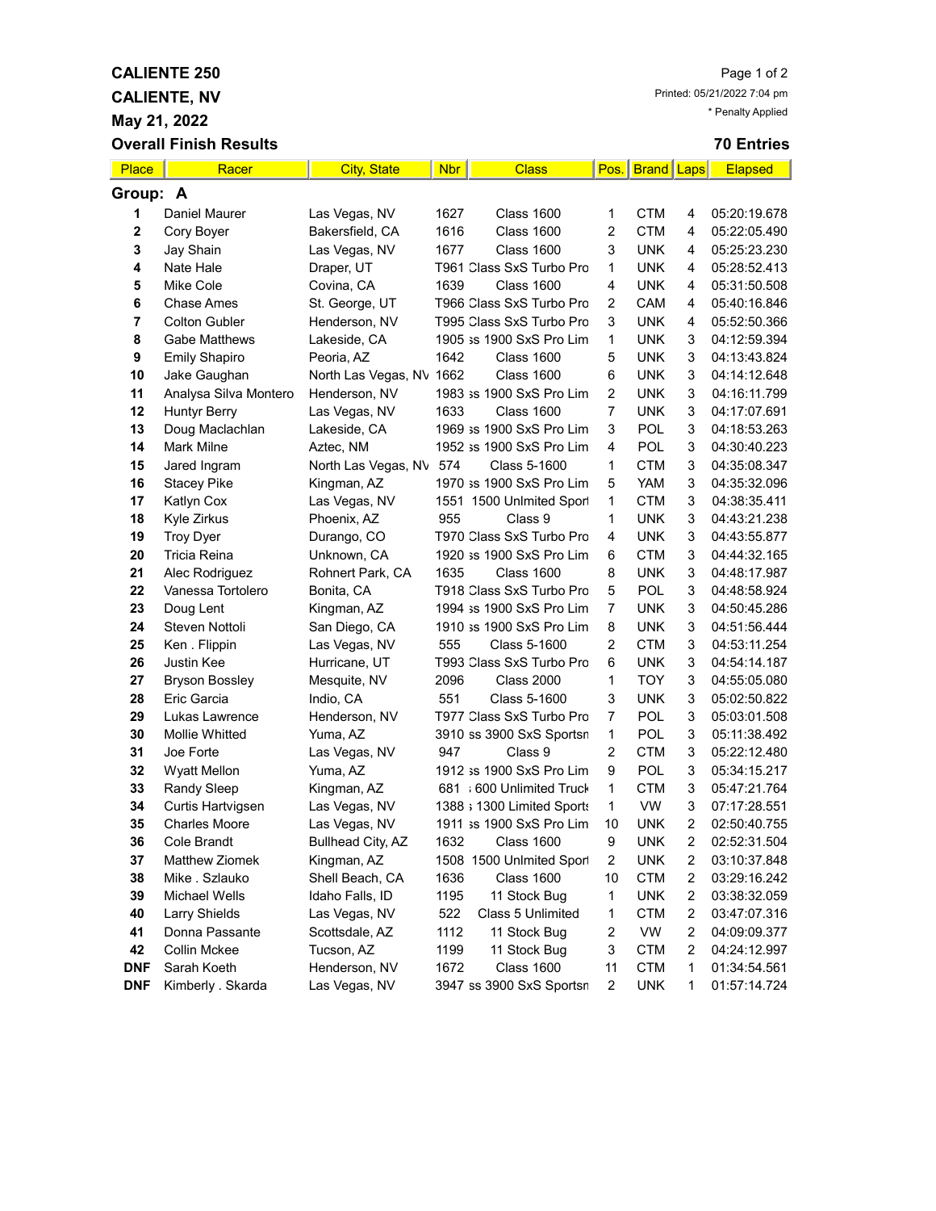# CALIENTE 250

## CALIENTE, NV

## May 21, 2022

## Overall Finish Results

Printed: 05/21/2022 7:04 pm

\* Penalty Applied

**70 Entries**

| Place | Racer | City, State | Nbr | Class | Pos. | Brand | Laps | Elapsed |
|---|---|---|---|---|---|---|---|---|
| **Group: A** | | | | | | | | |
| 1 | Daniel Maurer | Las Vegas, NV | 1627 | Class 1600 | 1 | CTM | 4 | 05:20:19.678 |
| 2 | Cory Boyer | Bakersfield, CA | 1616 | Class 1600 | 2 | CTM | 4 | 05:22:05.490 |
| 3 | Jay Shain | Las Vegas, NV | 1677 | Class 1600 | 3 | UNK | 4 | 05:25:23.230 |
| 4 | Nate Hale | Draper, UT | T961 | Class SxS Turbo Pro | 1 | UNK | 4 | 05:28:52.413 |
| 5 | Mike Cole | Covina, CA | 1639 | Class 1600 | 4 | UNK | 4 | 05:31:50.508 |
| 6 | Chase Ames | St. George, UT | T966 | Class SxS Turbo Pro | 2 | CAM | 4 | 05:40:16.846 |
| 7 | Colton Gubler | Henderson, NV | T995 | Class SxS Turbo Pro | 3 | UNK | 4 | 05:52:50.366 |
| 8 | Gabe Matthews | Lakeside, CA | 1905 | ss 1900 SxS Pro Lim | 1 | UNK | 3 | 04:12:59.394 |
| 9 | Emily Shapiro | Peoria, AZ | 1642 | Class 1600 | 5 | UNK | 3 | 04:13:43.824 |
| 10 | Jake Gaughan | North Las Vegas, NV | 1662 | Class 1600 | 6 | UNK | 3 | 04:14:12.648 |
| 11 | Analysa Silva Montero | Henderson, NV | 1983 | ss 1900 SxS Pro Lim | 2 | UNK | 3 | 04:16:11.799 |
| 12 | Huntyr Berry | Las Vegas, NV | 1633 | Class 1600 | 7 | UNK | 3 | 04:17:07.691 |
| 13 | Doug Maclachlan | Lakeside, CA | 1969 | ss 1900 SxS Pro Lim | 3 | POL | 3 | 04:18:53.263 |
| 14 | Mark Milne | Aztec, NM | 1952 | ss 1900 SxS Pro Lim | 4 | POL | 3 | 04:30:40.223 |
| 15 | Jared Ingram | North Las Vegas, NV | 574 | Class 5-1600 | 1 | CTM | 3 | 04:35:08.347 |
| 16 | Stacey Pike | Kingman, AZ | 1970 | ss 1900 SxS Pro Lim | 5 | YAM | 3 | 04:35:32.096 |
| 17 | Katlyn Cox | Las Vegas, NV | 1551 | 1500 Unlmited Sport | 1 | CTM | 3 | 04:38:35.411 |
| 18 | Kyle Zirkus | Phoenix, AZ | 955 | Class 9 | 1 | UNK | 3 | 04:43:21.238 |
| 19 | Troy Dyer | Durango, CO | T970 | Class SxS Turbo Pro | 4 | UNK | 3 | 04:43:55.877 |
| 20 | Tricia Reina | Unknown, CA | 1920 | ss 1900 SxS Pro Lim | 6 | CTM | 3 | 04:44:32.165 |
| 21 | Alec Rodriguez | Rohnert Park, CA | 1635 | Class 1600 | 8 | UNK | 3 | 04:48:17.987 |
| 22 | Vanessa Tortolero | Bonita, CA | T918 | Class SxS Turbo Pro | 5 | POL | 3 | 04:48:58.924 |
| 23 | Doug Lent | Kingman, AZ | 1994 | ss 1900 SxS Pro Lim | 7 | UNK | 3 | 04:50:45.286 |
| 24 | Steven Nottoli | San Diego, CA | 1910 | ss 1900 SxS Pro Lim | 8 | UNK | 3 | 04:51:56.444 |
| 25 | Ken . Flippin | Las Vegas, NV | 555 | Class 5-1600 | 2 | CTM | 3 | 04:53:11.254 |
| 26 | Justin Kee | Hurricane, UT | T993 | Class SxS Turbo Pro | 6 | UNK | 3 | 04:54:14.187 |
| 27 | Bryson Bossley | Mesquite, NV | 2096 | Class 2000 | 1 | TOY | 3 | 04:55:05.080 |
| 28 | Eric Garcia | Indio, CA | 551 | Class 5-1600 | 3 | UNK | 3 | 05:02:50.822 |
| 29 | Lukas Lawrence | Henderson, NV | T977 | Class SxS Turbo Pro | 7 | POL | 3 | 05:03:01.508 |
| 30 | Mollie Whitted | Yuma, AZ | 3910 | ss 3900 SxS Sportsn | 1 | POL | 3 | 05:11:38.492 |
| 31 | Joe Forte | Las Vegas, NV | 947 | Class 9 | 2 | CTM | 3 | 05:22:12.480 |
| 32 | Wyatt Mellon | Yuma, AZ | 1912 | ss 1900 SxS Pro Lim | 9 | POL | 3 | 05:34:15.217 |
| 33 | Randy Sleep | Kingman, AZ | 681 | ; 600 Unlimited Truck | 1 | CTM | 3 | 05:47:21.764 |
| 34 | Curtis Hartvigsen | Las Vegas, NV | 1388 | ; 1300 Limited Sports | 1 | VW | 3 | 07:17:28.551 |
| 35 | Charles Moore | Las Vegas, NV | 1911 | ss 1900 SxS Pro Lim | 10 | UNK | 2 | 02:50:40.755 |
| 36 | Cole Brandt | Bullhead City, AZ | 1632 | Class 1600 | 9 | UNK | 2 | 02:52:31.504 |
| 37 | Matthew Ziomek | Kingman, AZ | 1508 | 1500 Unlmited Sport | 2 | UNK | 2 | 03:10:37.848 |
| 38 | Mike . Szlauko | Shell Beach, CA | 1636 | Class 1600 | 10 | CTM | 2 | 03:29:16.242 |
| 39 | Michael Wells | Idaho Falls, ID | 1195 | 11 Stock Bug | 1 | UNK | 2 | 03:38:32.059 |
| 40 | Larry Shields | Las Vegas, NV | 522 | Class 5 Unlimited | 1 | CTM | 2 | 03:47:07.316 |
| 41 | Donna Passante | Scottsdale, AZ | 1112 | 11 Stock Bug | 2 | VW | 2 | 04:09:09.377 |
| 42 | Collin Mckee | Tucson, AZ | 1199 | 11 Stock Bug | 3 | CTM | 2 | 04:24:12.997 |
| DNF | Sarah Koeth | Henderson, NV | 1672 | Class 1600 | 11 | CTM | 1 | 01:34:54.561 |
| DNF | Kimberly . Skarda | Las Vegas, NV | 3947 | ss 3900 SxS Sportsn | 2 | UNK | 1 | 01:57:14.724 |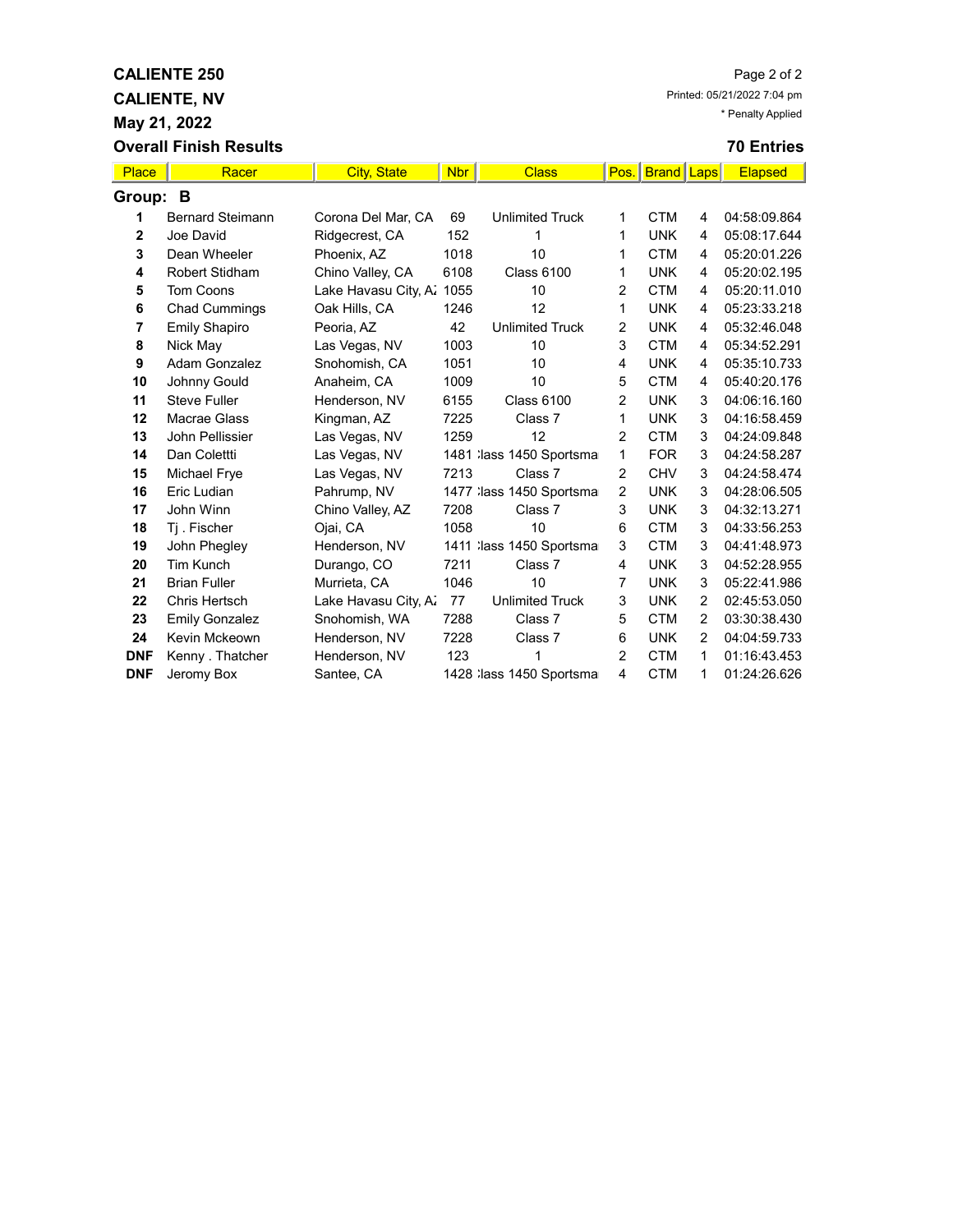# CALIENTE 250

## CALIENTE, NV

## May 21, 2022

## Overall Finish Results

Printed: 05/21/2022 7:04 pm

\* Penalty Applied

**70 Entries**

| Place | Racer | City, State | Nbr | Class | Pos. | Brand | Laps | Elapsed |
|---|---|---|---|---|---|---|---|---|
| **Group: B** | | | | | | | | |
| **1** | Bernard Steimann | Corona Del Mar, CA | 69 | Unlimited Truck | 1 | CTM | 4 | 04:58:09.864 |
| **2** | Joe David | Ridgecrest, CA | 152 | 1 | 1 | UNK | 4 | 05:08:17.644 |
| **3** | Dean Wheeler | Phoenix, AZ | 1018 | 10 | 1 | CTM | 4 | 05:20:01.226 |
| **4** | Robert Stidham | Chino Valley, CA | 6108 | Class 6100 | 1 | UNK | 4 | 05:20:02.195 |
| **5** | Tom Coons | Lake Havasu City, A: | 1055 | 10 | 2 | CTM | 4 | 05:20:11.010 |
| **6** | Chad Cummings | Oak Hills, CA | 1246 | 12 | 1 | UNK | 4 | 05:23:33.218 |
| **7** | Emily Shapiro | Peoria, AZ | 42 | Unlimited Truck | 2 | UNK | 4 | 05:32:46.048 |
| **8** | Nick May | Las Vegas, NV | 1003 | 10 | 3 | CTM | 4 | 05:34:52.291 |
| **9** | Adam Gonzalez | Snohomish, CA | 1051 | 10 | 4 | UNK | 4 | 05:35:10.733 |
| **10** | Johnny Gould | Anaheim, CA | 1009 | 10 | 5 | CTM | 4 | 05:40:20.176 |
| **11** | Steve Fuller | Henderson, NV | 6155 | Class 6100 | 2 | UNK | 3 | 04:06:16.160 |
| **12** | Macrae Glass | Kingman, AZ | 7225 | Class 7 | 1 | UNK | 3 | 04:16:58.459 |
| **13** | John Pellissier | Las Vegas, NV | 1259 | 12 | 2 | CTM | 3 | 04:24:09.848 |
| **14** | Dan Colettti | Las Vegas, NV | 1481 | :lass 1450 Sportsma | 1 | FOR | 3 | 04:24:58.287 |
| **15** | Michael Frye | Las Vegas, NV | 7213 | Class 7 | 2 | CHV | 3 | 04:24:58.474 |
| **16** | Eric Ludian | Pahrump, NV | 1477 | :lass 1450 Sportsma | 2 | UNK | 3 | 04:28:06.505 |
| **17** | John Winn | Chino Valley, AZ | 7208 | Class 7 | 3 | UNK | 3 | 04:32:13.271 |
| **18** | Tj . Fischer | Ojai, CA | 1058 | 10 | 6 | CTM | 3 | 04:33:56.253 |
| **19** | John Phegley | Henderson, NV | 1411 | :lass 1450 Sportsma | 3 | CTM | 3 | 04:41:48.973 |
| **20** | Tim Kunch | Durango, CO | 7211 | Class 7 | 4 | UNK | 3 | 04:52:28.955 |
| **21** | Brian Fuller | Murrieta, CA | 1046 | 10 | 7 | UNK | 3 | 05:22:41.986 |
| **22** | Chris Hertsch | Lake Havasu City, A: | 77 | Unlimited Truck | 3 | UNK | 2 | 02:45:53.050 |
| **23** | Emily Gonzalez | Snohomish, WA | 7288 | Class 7 | 5 | CTM | 2 | 03:30:38.430 |
| **24** | Kevin Mckeown | Henderson, NV | 7228 | Class 7 | 6 | UNK | 2 | 04:04:59.733 |
| **DNF** | Kenny . Thatcher | Henderson, NV | 123 | 1 | 2 | CTM | 1 | 01:16:43.453 |
| **DNF** | Jeromy Box | Santee, CA | 1428 | :lass 1450 Sportsma | 4 | CTM | 1 | 01:24:26.626 |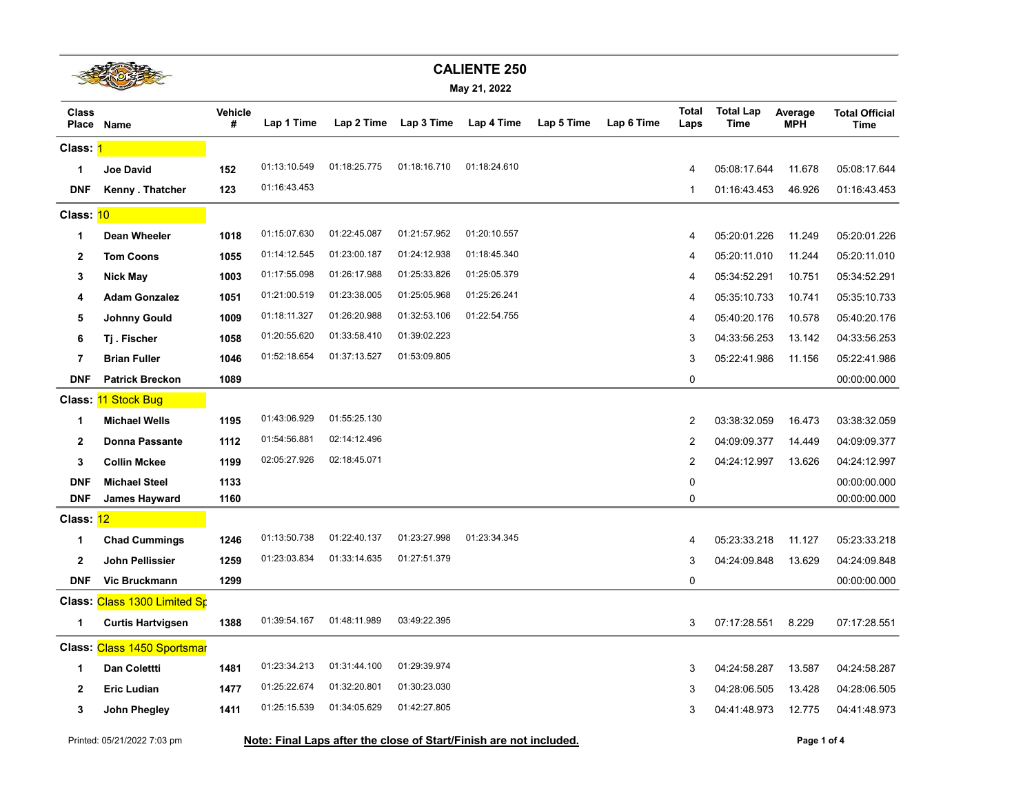# CALIENTE 250

**May 21, 2022**

| Class Place | Name | Vehicle # | Lap 1 Time | Lap 2 Time | Lap 3 Time | Lap 4 Time | Lap 5 Time | Lap 6 Time | Total Laps | Total Lap Time | Average MPH | Total Official Time |
|---|---|---|---|---|---|---|---|---|---|---|---|---|
| **Class: 1** | | | | | | | | | | | | |
| 1 | Joe David | 152 | 01:13:10.549 | 01:18:25.775 | 01:18:16.710 | 01:18:24.610 | | | 4 | 05:08:17.644 | 11.678 | 05:08:17.644 |
| DNF | Kenny . Thatcher | 123 | 01:16:43.453 | | | | | | 1 | 01:16:43.453 | 46.926 | 01:16:43.453 |
| **Class: 10** | | | | | | | | | | | | |
| 1 | Dean Wheeler | 1018 | 01:15:07.630 | 01:22:45.087 | 01:21:57.952 | 01:20:10.557 | | | 4 | 05:20:01.226 | 11.249 | 05:20:01.226 |
| 2 | Tom Coons | 1055 | 01:14:12.545 | 01:23:00.187 | 01:24:12.938 | 01:18:45.340 | | | 4 | 05:20:11.010 | 11.244 | 05:20:11.010 |
| 3 | Nick May | 1003 | 01:17:55.098 | 01:26:17.988 | 01:25:33.826 | 01:25:05.379 | | | 4 | 05:34:52.291 | 10.751 | 05:34:52.291 |
| 4 | Adam Gonzalez | 1051 | 01:21:00.519 | 01:23:38.005 | 01:25:05.968 | 01:25:26.241 | | | 4 | 05:35:10.733 | 10.741 | 05:35:10.733 |
| 5 | Johnny Gould | 1009 | 01:18:11.327 | 01:26:20.988 | 01:32:53.106 | 01:22:54.755 | | | 4 | 05:40:20.176 | 10.578 | 05:40:20.176 |
| 6 | Tj . Fischer | 1058 | 01:20:55.620 | 01:33:58.410 | 01:39:02.223 | | | | 3 | 04:33:56.253 | 13.142 | 04:33:56.253 |
| 7 | Brian Fuller | 1046 | 01:52:18.654 | 01:37:13.527 | 01:53:09.805 | | | | 3 | 05:22:41.986 | 11.156 | 05:22:41.986 |
| DNF | Patrick Breckon | 1089 | | | | | | | 0 | | | 00:00:00.000 |
| **Class: 11 Stock Bug** | | | | | | | | | | | | |
| 1 | Michael Wells | 1195 | 01:43:06.929 | 01:55:25.130 | | | | | 2 | 03:38:32.059 | 16.473 | 03:38:32.059 |
| 2 | Donna Passante | 1112 | 01:54:56.881 | 02:14:12.496 | | | | | 2 | 04:09:09.377 | 14.449 | 04:09:09.377 |
| 3 | Collin Mckee | 1199 | 02:05:27.926 | 02:18:45.071 | | | | | 2 | 04:24:12.997 | 13.626 | 04:24:12.997 |
| DNF | Michael Steel | 1133 | | | | | | | 0 | | | 00:00:00.000 |
| DNF | James Hayward | 1160 | | | | | | | 0 | | | 00:00:00.000 |
| **Class: 12** | | | | | | | | | | | | |
| 1 | Chad Cummings | 1246 | 01:13:50.738 | 01:22:40.137 | 01:23:27.998 | 01:23:34.345 | | | 4 | 05:23:33.218 | 11.127 | 05:23:33.218 |
| 2 | John Pellissier | 1259 | 01:23:03.834 | 01:33:14.635 | 01:27:51.379 | | | | 3 | 04:24:09.848 | 13.629 | 04:24:09.848 |
| DNF | Vic Bruckmann | 1299 | | | | | | | 0 | | | 00:00:00.000 |
| **Class: Class 1300 Limited Sp** | | | | | | | | | | | | |
| 1 | Curtis Hartvigsen | 1388 | 01:39:54.167 | 01:48:11.989 | 03:49:22.395 | | | | 3 | 07:17:28.551 | 8.229 | 07:17:28.551 |
| **Class: Class 1450 Sportsmar** | | | | | | | | | | | | |
| 1 | Dan Colettti | 1481 | 01:23:34.213 | 01:31:44.100 | 01:29:39.974 | | | | 3 | 04:24:58.287 | 13.587 | 04:24:58.287 |
| 2 | Eric Ludian | 1477 | 01:25:22.674 | 01:32:20.801 | 01:30:23.030 | | | | 3 | 04:28:06.505 | 13.428 | 04:28:06.505 |
| 3 | John Phegley | 1411 | 01:25:15.539 | 01:34:05.629 | 01:42:27.805 | | | | 3 | 04:41:48.973 | 12.775 | 04:41:48.973 |

Printed: 05/21/2022 7:03 pm

**Note: Final Laps after the close of Start/Finish are not included.**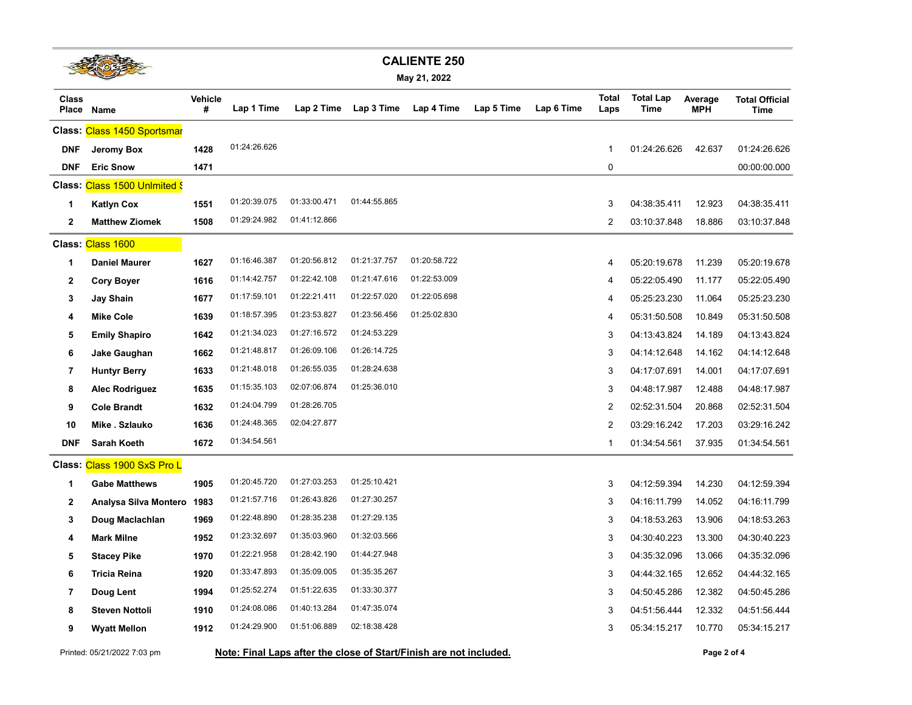# CALIENTE 250

**May 21, 2022**

| Class Place | Name | Vehicle # | Lap 1 Time | Lap 2 Time | Lap 3 Time | Lap 4 Time | Lap 5 Time | Lap 6 Time | Total Laps | Total Lap Time | Average MPH | Total Official Time |
|---|---|---|---|---|---|---|---|---|---|---|---|---|
| **Class: Class 1450 Sportsmar** | | | | | | | | | | | | |
| DNF | Jeromy Box | 1428 | 01:24:26.626 | | | | | | 1 | 01:24:26.626 | 42.637 | 01:24:26.626 |
| DNF | Eric Snow | 1471 | | | | | | | 0 | | | 00:00:00.000 |
| **Class: Class 1500 Unlmited S** | | | | | | | | | | | | |
| 1 | Katlyn Cox | 1551 | 01:20:39.075 | 01:33:00.471 | 01:44:55.865 | | | | 3 | 04:38:35.411 | 12.923 | 04:38:35.411 |
| 2 | Matthew Ziomek | 1508 | 01:29:24.982 | 01:41:12.866 | | | | | 2 | 03:10:37.848 | 18.886 | 03:10:37.848 |
| **Class: Class 1600** | | | | | | | | | | | | |
| 1 | Daniel Maurer | 1627 | 01:16:46.387 | 01:20:56.812 | 01:21:37.757 | 01:20:58.722 | | | 4 | 05:20:19.678 | 11.239 | 05:20:19.678 |
| 2 | Cory Boyer | 1616 | 01:14:42.757 | 01:22:42.108 | 01:21:47.616 | 01:22:53.009 | | | 4 | 05:22:05.490 | 11.177 | 05:22:05.490 |
| 3 | Jay Shain | 1677 | 01:17:59.101 | 01:22:21.411 | 01:22:57.020 | 01:22:05.698 | | | 4 | 05:25:23.230 | 11.064 | 05:25:23.230 |
| 4 | Mike Cole | 1639 | 01:18:57.395 | 01:23:53.827 | 01:23:56.456 | 01:25:02.830 | | | 4 | 05:31:50.508 | 10.849 | 05:31:50.508 |
| 5 | Emily Shapiro | 1642 | 01:21:34.023 | 01:27:16.572 | 01:24:53.229 | | | | 3 | 04:13:43.824 | 14.189 | 04:13:43.824 |
| 6 | Jake Gaughan | 1662 | 01:21:48.817 | 01:26:09.106 | 01:26:14.725 | | | | 3 | 04:14:12.648 | 14.162 | 04:14:12.648 |
| 7 | Huntyr Berry | 1633 | 01:21:48.018 | 01:26:55.035 | 01:28:24.638 | | | | 3 | 04:17:07.691 | 14.001 | 04:17:07.691 |
| 8 | Alec Rodriguez | 1635 | 01:15:35.103 | 02:07:06.874 | 01:25:36.010 | | | | 3 | 04:48:17.987 | 12.488 | 04:48:17.987 |
| 9 | Cole Brandt | 1632 | 01:24:04.799 | 01:28:26.705 | | | | | 2 | 02:52:31.504 | 20.868 | 02:52:31.504 |
| 10 | Mike . Szlauko | 1636 | 01:24:48.365 | 02:04:27.877 | | | | | 2 | 03:29:16.242 | 17.203 | 03:29:16.242 |
| DNF | Sarah Koeth | 1672 | 01:34:54.561 | | | | | | 1 | 01:34:54.561 | 37.935 | 01:34:54.561 |
| **Class: Class 1900 SxS Pro L** | | | | | | | | | | | | |
| 1 | Gabe Matthews | 1905 | 01:20:45.720 | 01:27:03.253 | 01:25:10.421 | | | | 3 | 04:12:59.394 | 14.230 | 04:12:59.394 |
| 2 | Analysa Silva Montero | 1983 | 01:21:57.716 | 01:26:43.826 | 01:27:30.257 | | | | 3 | 04:16:11.799 | 14.052 | 04:16:11.799 |
| 3 | Doug Maclachlan | 1969 | 01:22:48.890 | 01:28:35.238 | 01:27:29.135 | | | | 3 | 04:18:53.263 | 13.906 | 04:18:53.263 |
| 4 | Mark Milne | 1952 | 01:23:32.697 | 01:35:03.960 | 01:32:03.566 | | | | 3 | 04:30:40.223 | 13.300 | 04:30:40.223 |
| 5 | Stacey Pike | 1970 | 01:22:21.958 | 01:28:42.190 | 01:44:27.948 | | | | 3 | 04:35:32.096 | 13.066 | 04:35:32.096 |
| 6 | Tricia Reina | 1920 | 01:33:47.893 | 01:35:09.005 | 01:35:35.267 | | | | 3 | 04:44:32.165 | 12.652 | 04:44:32.165 |
| 7 | Doug Lent | 1994 | 01:25:52.274 | 01:51:22.635 | 01:33:30.377 | | | | 3 | 04:50:45.286 | 12.382 | 04:50:45.286 |
| 8 | Steven Nottoli | 1910 | 01:24:08.086 | 01:40:13.284 | 01:47:35.074 | | | | 3 | 04:51:56.444 | 12.332 | 04:51:56.444 |
| 9 | Wyatt Mellon | 1912 | 01:24:29.900 | 01:51:06.889 | 02:18:38.428 | | | | 3 | 05:34:15.217 | 10.770 | 05:34:15.217 |

Printed: 05/21/2022 7:03 pm

**Note: Final Laps after the close of Start/Finish are not included.**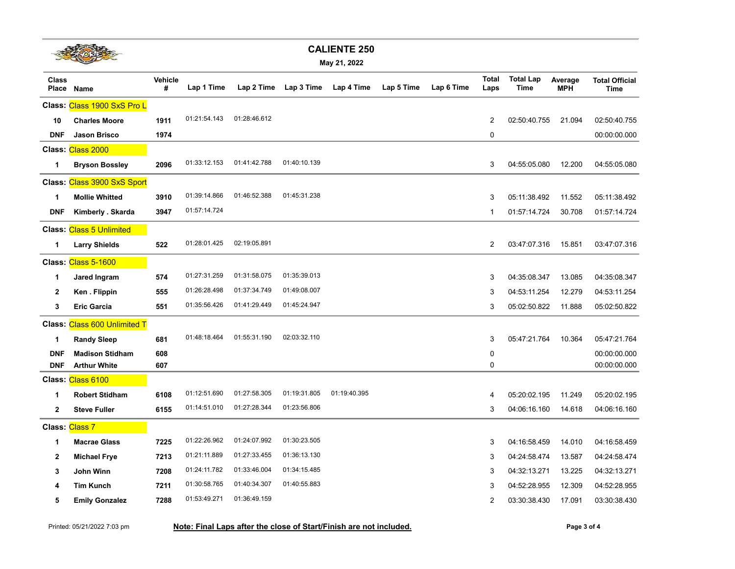# CALIENTE 250

**May 21, 2022**

| Class Place | Name | Vehicle # | Lap 1 Time | Lap 2 Time | Lap 3 Time | Lap 4 Time | Lap 5 Time | Lap 6 Time | Total Laps | Total Lap Time | Average MPH | Total Official Time |
|---|---|---|---|---|---|---|---|---|---|---|---|---|
| **Class: Class 1900 SxS Pro L** | | | | | | | | | | | | |
| 10 | Charles Moore | 1911 | 01:21:54.143 | 01:28:46.612 | | | | | 2 | 02:50:40.755 | 21.094 | 02:50:40.755 |
| DNF | Jason Brisco | 1974 | | | | | | | 0 | | | 00:00:00.000 |
| **Class: Class 2000** | | | | | | | | | | | | |
| 1 | Bryson Bossley | 2096 | 01:33:12.153 | 01:41:42.788 | 01:40:10.139 | | | | 3 | 04:55:05.080 | 12.200 | 04:55:05.080 |
| **Class: Class 3900 SxS Sport** | | | | | | | | | | | | |
| 1 | Mollie Whitted | 3910 | 01:39:14.866 | 01:46:52.388 | 01:45:31.238 | | | | 3 | 05:11:38.492 | 11.552 | 05:11:38.492 |
| DNF | Kimberly . Skarda | 3947 | 01:57:14.724 | | | | | | 1 | 01:57:14.724 | 30.708 | 01:57:14.724 |
| **Class: Class 5 Unlimited** | | | | | | | | | | | | |
| 1 | Larry Shields | 522 | 01:28:01.425 | 02:19:05.891 | | | | | 2 | 03:47:07.316 | 15.851 | 03:47:07.316 |
| **Class: Class 5-1600** | | | | | | | | | | | | |
| 1 | Jared Ingram | 574 | 01:27:31.259 | 01:31:58.075 | 01:35:39.013 | | | | 3 | 04:35:08.347 | 13.085 | 04:35:08.347 |
| 2 | Ken . Flippin | 555 | 01:26:28.498 | 01:37:34.749 | 01:49:08.007 | | | | 3 | 04:53:11.254 | 12.279 | 04:53:11.254 |
| 3 | Eric Garcia | 551 | 01:35:56.426 | 01:41:29.449 | 01:45:24.947 | | | | 3 | 05:02:50.822 | 11.888 | 05:02:50.822 |
| **Class: Class 600 Unlimited T** | | | | | | | | | | | | |
| 1 | Randy Sleep | 681 | 01:48:18.464 | 01:55:31.190 | 02:03:32.110 | | | | 3 | 05:47:21.764 | 10.364 | 05:47:21.764 |
| DNF | Madison Stidham | 608 | | | | | | | 0 | | | 00:00:00.000 |
| DNF | Arthur White | 607 | | | | | | | 0 | | | 00:00:00.000 |
| **Class: Class 6100** | | | | | | | | | | | | |
| 1 | Robert Stidham | 6108 | 01:12:51.690 | 01:27:58.305 | 01:19:31.805 | 01:19:40.395 | | | 4 | 05:20:02.195 | 11.249 | 05:20:02.195 |
| 2 | Steve Fuller | 6155 | 01:14:51.010 | 01:27:28.344 | 01:23:56.806 | | | | 3 | 04:06:16.160 | 14.618 | 04:06:16.160 |
| **Class: Class 7** | | | | | | | | | | | | |
| 1 | Macrae Glass | 7225 | 01:22:26.962 | 01:24:07.992 | 01:30:23.505 | | | | 3 | 04:16:58.459 | 14.010 | 04:16:58.459 |
| 2 | Michael Frye | 7213 | 01:21:11.889 | 01:27:33.455 | 01:36:13.130 | | | | 3 | 04:24:58.474 | 13.587 | 04:24:58.474 |
| 3 | John Winn | 7208 | 01:24:11.782 | 01:33:46.004 | 01:34:15.485 | | | | 3 | 04:32:13.271 | 13.225 | 04:32:13.271 |
| 4 | Tim Kunch | 7211 | 01:30:58.765 | 01:40:34.307 | 01:40:55.883 | | | | 3 | 04:52:28.955 | 12.309 | 04:52:28.955 |
| 5 | Emily Gonzalez | 7288 | 01:53:49.271 | 01:36:49.159 | | | | | 2 | 03:30:38.430 | 17.091 | 03:30:38.430 |

Printed: 05/21/2022 7:03 pm

**Note: Final Laps after the close of Start/Finish are not included.**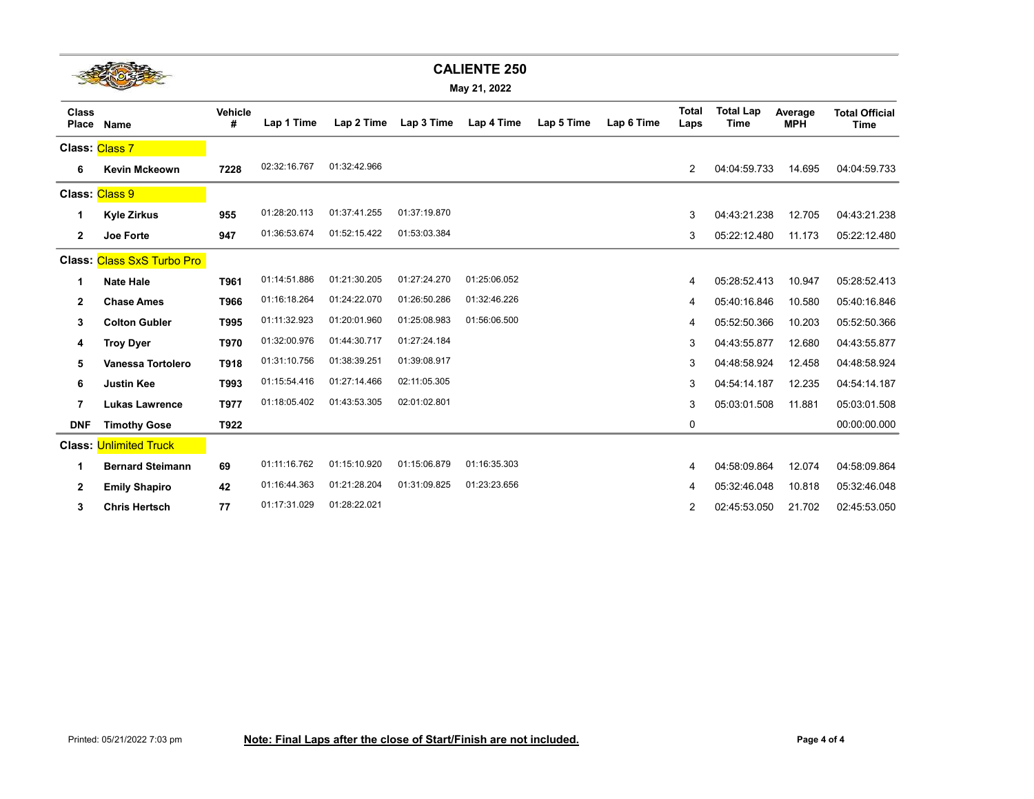# CALIENTE 250

**May 21, 2022**

| Class Place | Name | Vehicle # | Lap 1 Time | Lap 2 Time | Lap 3 Time | Lap 4 Time | Lap 5 Time | Lap 6 Time | Total Laps | Total Lap Time | Average MPH | Total Official Time |
|---|---|---|---|---|---|---|---|---|---|---|---|---|
| **Class: Class 7** | | | | | | | | | | | | |
| 6 | **Kevin Mckeown** | **7228** | 02:32:16.767 | 01:32:42.966 | | | | | 2 | 04:04:59.733 | 14.695 | 04:04:59.733 |
| **Class: Class 9** | | | | | | | | | | | | |
| 1 | **Kyle Zirkus** | **955** | 01:28:20.113 | 01:37:41.255 | 01:37:19.870 | | | | 3 | 04:43:21.238 | 12.705 | 04:43:21.238 |
| 2 | **Joe Forte** | **947** | 01:36:53.674 | 01:52:15.422 | 01:53:03.384 | | | | 3 | 05:22:12.480 | 11.173 | 05:22:12.480 |
| **Class: Class SxS Turbo Pro** | | | | | | | | | | | | |
| 1 | **Nate Hale** | **T961** | 01:14:51.886 | 01:21:30.205 | 01:27:24.270 | 01:25:06.052 | | | 4 | 05:28:52.413 | 10.947 | 05:28:52.413 |
| 2 | **Chase Ames** | **T966** | 01:16:18.264 | 01:24:22.070 | 01:26:50.286 | 01:32:46.226 | | | 4 | 05:40:16.846 | 10.580 | 05:40:16.846 |
| 3 | **Colton Gubler** | **T995** | 01:11:32.923 | 01:20:01.960 | 01:25:08.983 | 01:56:06.500 | | | 4 | 05:52:50.366 | 10.203 | 05:52:50.366 |
| 4 | **Troy Dyer** | **T970** | 01:32:00.976 | 01:44:30.717 | 01:27:24.184 | | | | 3 | 04:43:55.877 | 12.680 | 04:43:55.877 |
| 5 | **Vanessa Tortolero** | **T918** | 01:31:10.756 | 01:38:39.251 | 01:39:08.917 | | | | 3 | 04:48:58.924 | 12.458 | 04:48:58.924 |
| 6 | **Justin Kee** | **T993** | 01:15:54.416 | 01:27:14.466 | 02:11:05.305 | | | | 3 | 04:54:14.187 | 12.235 | 04:54:14.187 |
| 7 | **Lukas Lawrence** | **T977** | 01:18:05.402 | 01:43:53.305 | 02:01:02.801 | | | | 3 | 05:03:01.508 | 11.881 | 05:03:01.508 |
| DNF | **Timothy Gose** | **T922** | | | | | | | 0 | | | 00:00:00.000 |
| **Class: Unlimited Truck** | | | | | | | | | | | | |
| 1 | **Bernard Steimann** | **69** | 01:11:16.762 | 01:15:10.920 | 01:15:06.879 | 01:16:35.303 | | | 4 | 04:58:09.864 | 12.074 | 04:58:09.864 |
| 2 | **Emily Shapiro** | **42** | 01:16:44.363 | 01:21:28.204 | 01:31:09.825 | 01:23:23.656 | | | 4 | 05:32:46.048 | 10.818 | 05:32:46.048 |
| 3 | **Chris Hertsch** | **77** | 01:17:31.029 | 01:28:22.021 | | | | | 2 | 02:45:53.050 | 21.702 | 02:45:53.050 |

Printed: 05/21/2022 7:03 pm

**Note: Final Laps after the close of Start/Finish are not included.**